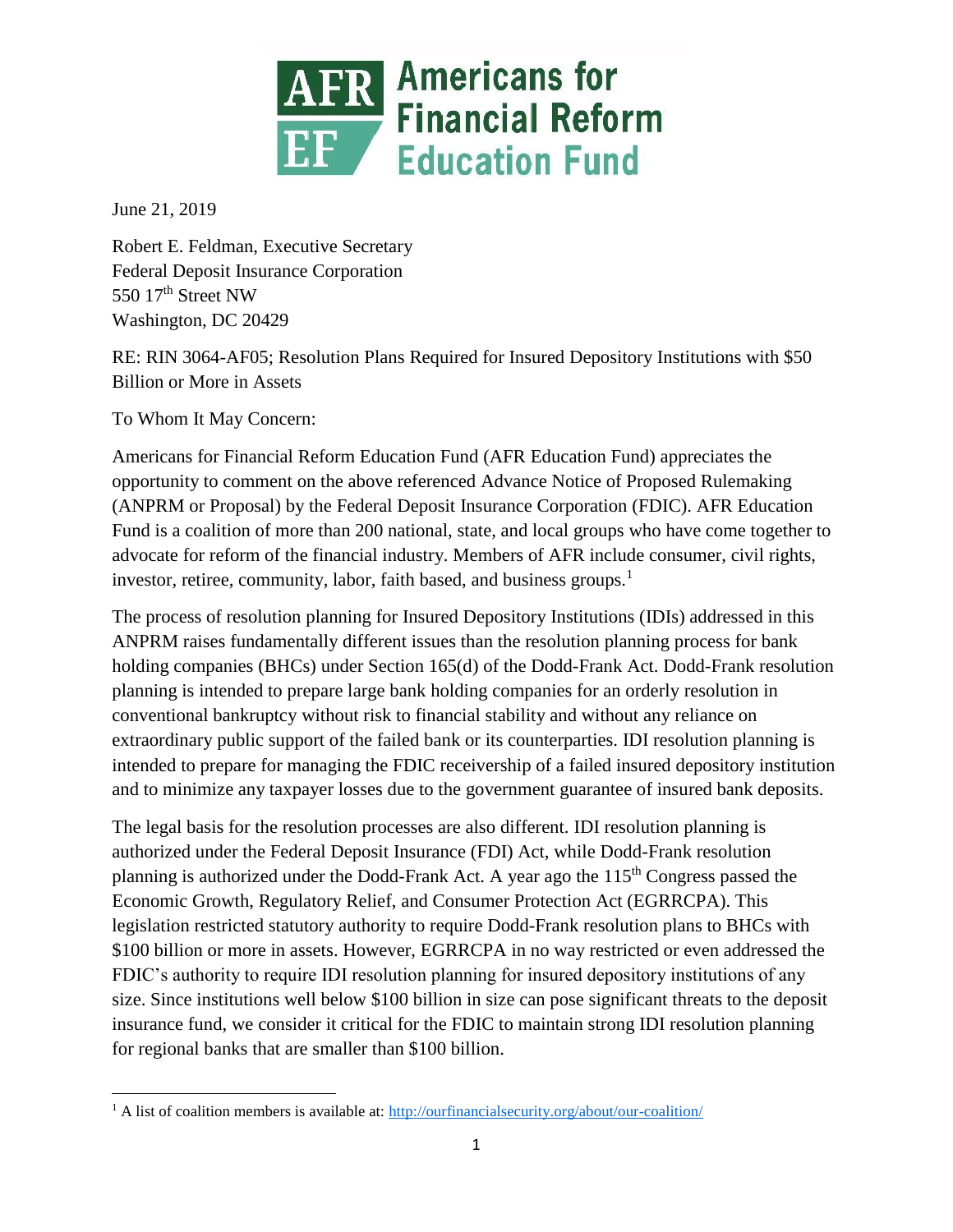Americans for Financial Reform Education Fund

June 21, 2019

Robert E. Feldman, Executive Secretary
Federal Deposit Insurance Corporation
550 17th Street NW
Washington, DC 20429

RE: RIN 3064-AF05; Resolution Plans Required for Insured Depository Institutions with $50 Billion or More in Assets

To Whom It May Concern:

Americans for Financial Reform Education Fund (AFR Education Fund) appreciates the opportunity to comment on the above referenced Advance Notice of Proposed Rulemaking (ANPRM or Proposal) by the Federal Deposit Insurance Corporation (FDIC). AFR Education Fund is a coalition of more than 200 national, state, and local groups who have come together to advocate for reform of the financial industry. Members of AFR include consumer, civil rights, investor, retiree, community, labor, faith based, and business groups.[1]

The process of resolution planning for Insured Depository Institutions (IDIs) addressed in this ANPRM raises fundamentally different issues than the resolution planning process for bank holding companies (BHCs) under Section 165(d) of the Dodd-Frank Act. Dodd-Frank resolution planning is intended to prepare large bank holding companies for an orderly resolution in conventional bankruptcy without risk to financial stability and without any reliance on extraordinary public support of the failed bank or its counterparties. IDI resolution planning is intended to prepare for managing the FDIC receivership of a failed insured depository institution and to minimize any taxpayer losses due to the government guarantee of insured bank deposits.

The legal basis for the resolution processes are also different. IDI resolution planning is authorized under the Federal Deposit Insurance (FDI) Act, while Dodd-Frank resolution planning is authorized under the Dodd-Frank Act. A year ago the 115th Congress passed the Economic Growth, Regulatory Relief, and Consumer Protection Act (EGRRCPA). This legislation restricted statutory authority to require Dodd-Frank resolution plans to BHCs with $100 billion or more in assets. However, EGRRCPA in no way restricted or even addressed the FDIC's authority to require IDI resolution planning for insured depository institutions of any size. Since institutions well below $100 billion in size can pose significant threats to the deposit insurance fund, we consider it critical for the FDIC to maintain strong IDI resolution planning for regional banks that are smaller than $100 billion.

[1] A list of coalition members is available at: http://ourfinancialsecurity.org/about/our-coalition/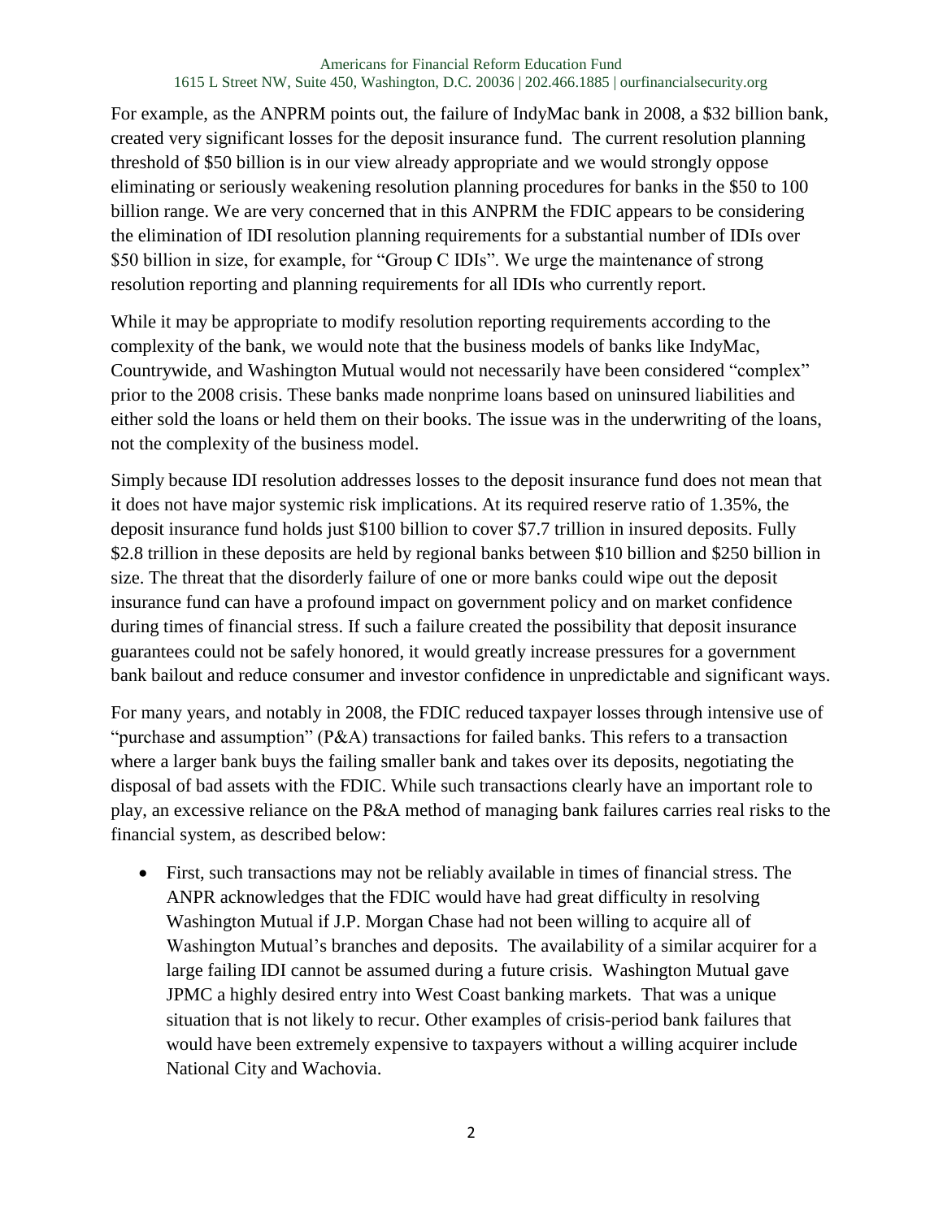For example, as the ANPRM points out, the failure of IndyMac bank in 2008, a $32 billion bank, created very significant losses for the deposit insurance fund. The current resolution planning threshold of $50 billion is in our view already appropriate and we would strongly oppose eliminating or seriously weakening resolution planning procedures for banks in the $50 to 100 billion range. We are very concerned that in this ANPRM the FDIC appears to be considering the elimination of IDI resolution planning requirements for a substantial number of IDIs over $50 billion in size, for example, for "Group C IDIs". We urge the maintenance of strong resolution reporting and planning requirements for all IDIs who currently report.

While it may be appropriate to modify resolution reporting requirements according to the complexity of the bank, we would note that the business models of banks like IndyMac, Countrywide, and Washington Mutual would not necessarily have been considered "complex" prior to the 2008 crisis. These banks made nonprime loans based on uninsured liabilities and either sold the loans or held them on their books. The issue was in the underwriting of the loans, not the complexity of the business model.

Simply because IDI resolution addresses losses to the deposit insurance fund does not mean that it does not have major systemic risk implications. At its required reserve ratio of 1.35%, the deposit insurance fund holds just $100 billion to cover $7.7 trillion in insured deposits. Fully $2.8 trillion in these deposits are held by regional banks between $10 billion and $250 billion in size. The threat that the disorderly failure of one or more banks could wipe out the deposit insurance fund can have a profound impact on government policy and on market confidence during times of financial stress. If such a failure created the possibility that deposit insurance guarantees could not be safely honored, it would greatly increase pressures for a government bank bailout and reduce consumer and investor confidence in unpredictable and significant ways.

For many years, and notably in 2008, the FDIC reduced taxpayer losses through intensive use of "purchase and assumption" (P&A) transactions for failed banks. This refers to a transaction where a larger bank buys the failing smaller bank and takes over its deposits, negotiating the disposal of bad assets with the FDIC. While such transactions clearly have an important role to play, an excessive reliance on the P&A method of managing bank failures carries real risks to the financial system, as described below:

- First, such transactions may not be reliably available in times of financial stress. The ANPR acknowledges that the FDIC would have had great difficulty in resolving Washington Mutual if J.P. Morgan Chase had not been willing to acquire all of Washington Mutual's branches and deposits. The availability of a similar acquirer for a large failing IDI cannot be assumed during a future crisis. Washington Mutual gave JPMC a highly desired entry into West Coast banking markets. That was a unique situation that is not likely to recur. Other examples of crisis-period bank failures that would have been extremely expensive to taxpayers without a willing acquirer include National City and Wachovia.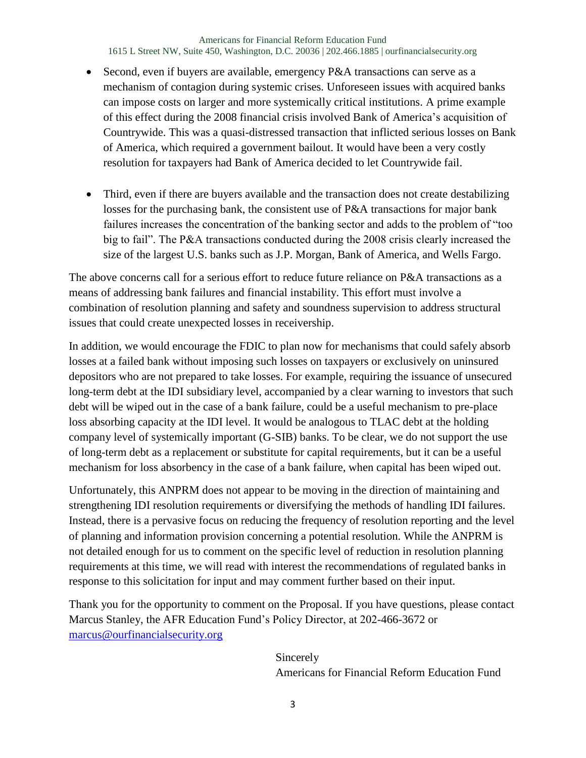- Second, even if buyers are available, emergency P&A transactions can serve as a mechanism of contagion during systemic crises. Unforeseen issues with acquired banks can impose costs on larger and more systemically critical institutions. A prime example of this effect during the 2008 financial crisis involved Bank of America's acquisition of Countrywide. This was a quasi-distressed transaction that inflicted serious losses on Bank of America, which required a government bailout. It would have been a very costly resolution for taxpayers had Bank of America decided to let Countrywide fail.

- Third, even if there are buyers available and the transaction does not create destabilizing losses for the purchasing bank, the consistent use of P&A transactions for major bank failures increases the concentration of the banking sector and adds to the problem of "too big to fail". The P&A transactions conducted during the 2008 crisis clearly increased the size of the largest U.S. banks such as J.P. Morgan, Bank of America, and Wells Fargo.

The above concerns call for a serious effort to reduce future reliance on P&A transactions as a means of addressing bank failures and financial instability. This effort must involve a combination of resolution planning and safety and soundness supervision to address structural issues that could create unexpected losses in receivership.

In addition, we would encourage the FDIC to plan now for mechanisms that could safely absorb losses at a failed bank without imposing such losses on taxpayers or exclusively on uninsured depositors who are not prepared to take losses. For example, requiring the issuance of unsecured long-term debt at the IDI subsidiary level, accompanied by a clear warning to investors that such debt will be wiped out in the case of a bank failure, could be a useful mechanism to pre-place loss absorbing capacity at the IDI level. It would be analogous to TLAC debt at the holding company level of systemically important (G-SIB) banks. To be clear, we do not support the use of long-term debt as a replacement or substitute for capital requirements, but it can be a useful mechanism for loss absorbency in the case of a bank failure, when capital has been wiped out.

Unfortunately, this ANPRM does not appear to be moving in the direction of maintaining and strengthening IDI resolution requirements or diversifying the methods of handling IDI failures. Instead, there is a pervasive focus on reducing the frequency of resolution reporting and the level of planning and information provision concerning a potential resolution. While the ANPRM is not detailed enough for us to comment on the specific level of reduction in resolution planning requirements at this time, we will read with interest the recommendations of regulated banks in response to this solicitation for input and may comment further based on their input.

Thank you for the opportunity to comment on the Proposal. If you have questions, please contact Marcus Stanley, the AFR Education Fund's Policy Director, at 202-466-3672 or [marcus@ourfinancialsecurity.org](mailto:marcus@ourfinancialsecurity.org)

Sincerely
Americans for Financial Reform Education Fund